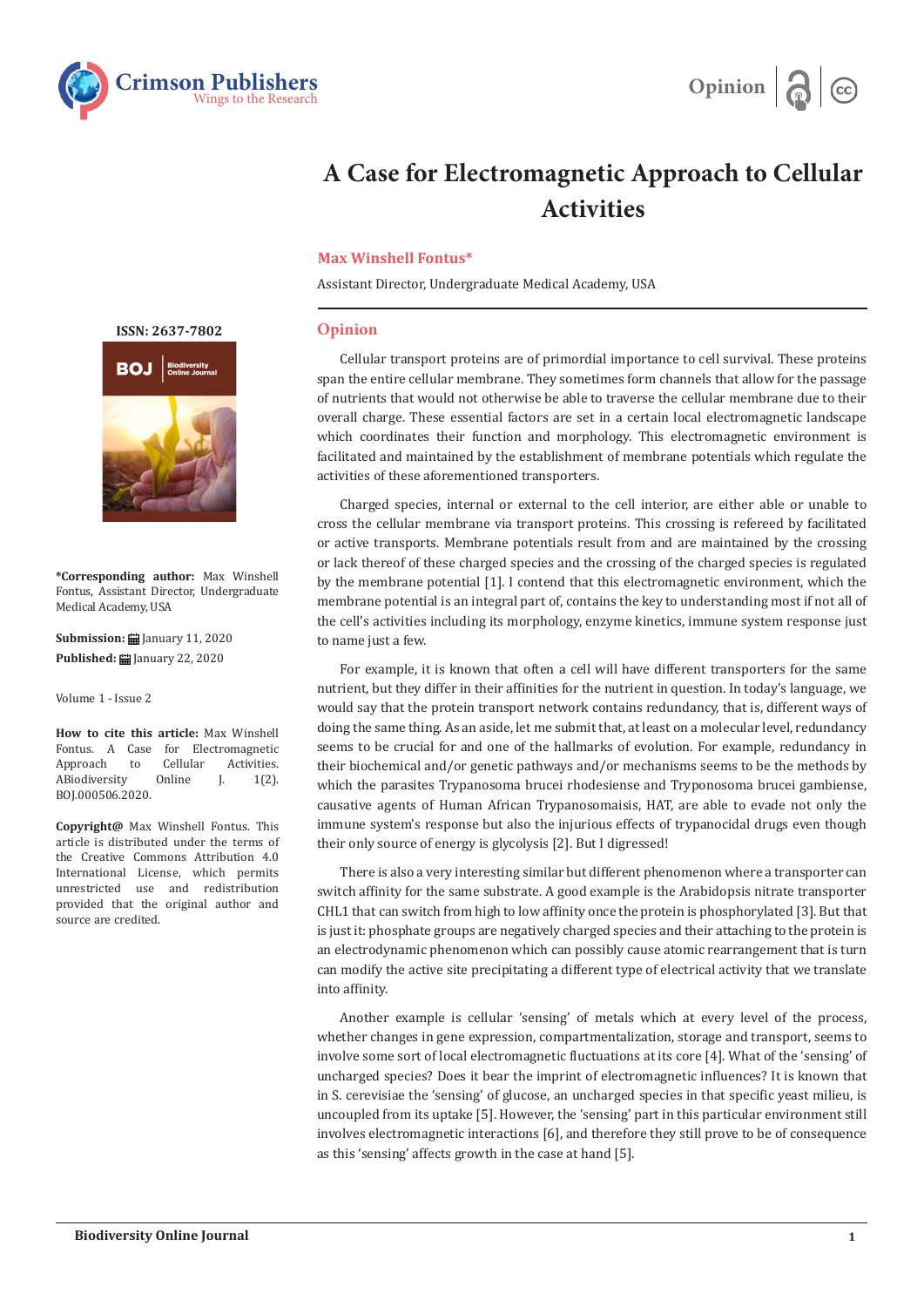# A Case for Electromagnetic Approach to Cellular Activities

**Max Winshell Fontus***

Assistant Director, Undergraduate Medical Academy, USA

ISSN: 2637-7802

**\*Corresponding author:** Max Winshell Fontus, Assistant Director, Undergraduate Medical Academy, USA

**Submission:** January 11, 2020

**Published:** January 22, 2020

Volume 1 - Issue 2

**How to cite this article:** Max Winshell Fontus. A Case for Electromagnetic Approach to Cellular Activities. ABiodiversity Online J. 1(2). BOJ.000506.2020.

**Copyright@** Max Winshell Fontus. This article is distributed under the terms of the Creative Commons Attribution 4.0 International License, which permits unrestricted use and redistribution provided that the original author and source are credited.

## Opinion

Cellular transport proteins are of primordial importance to cell survival. These proteins span the entire cellular membrane. They sometimes form channels that allow for the passage of nutrients that would not otherwise be able to traverse the cellular membrane due to their overall charge. These essential factors are set in a certain local electromagnetic landscape which coordinates their function and morphology. This electromagnetic environment is facilitated and maintained by the establishment of membrane potentials which regulate the activities of these aforementioned transporters.

Charged species, internal or external to the cell interior, are either able or unable to cross the cellular membrane via transport proteins. This crossing is refereed by facilitated or active transports. Membrane potentials result from and are maintained by the crossing or lack thereof of these charged species and the crossing of the charged species is regulated by the membrane potential [1]. I contend that this electromagnetic environment, which the membrane potential is an integral part of, contains the key to understanding most if not all of the cell's activities including its morphology, enzyme kinetics, immune system response just to name just a few.

For example, it is known that often a cell will have different transporters for the same nutrient, but they differ in their affinities for the nutrient in question. In today's language, we would say that the protein transport network contains redundancy, that is, different ways of doing the same thing. As an aside, let me submit that, at least on a molecular level, redundancy seems to be crucial for and one of the hallmarks of evolution. For example, redundancy in their biochemical and/or genetic pathways and/or mechanisms seems to be the methods by which the parasites Trypanosoma brucei rhodesiense and Tryponosoma brucei gambiense, causative agents of Human African Trypanosomaisis, HAT, are able to evade not only the immune system's response but also the injurious effects of trypanocidal drugs even though their only source of energy is glycolysis [2]. But I digressed!

There is also a very interesting similar but different phenomenon where a transporter can switch affinity for the same substrate. A good example is the Arabidopsis nitrate transporter CHL1 that can switch from high to low affinity once the protein is phosphorylated [3]. But that is just it: phosphate groups are negatively charged species and their attaching to the protein is an electrodynamic phenomenon which can possibly cause atomic rearrangement that is turn can modify the active site precipitating a different type of electrical activity that we translate into affinity.

Another example is cellular 'sensing' of metals which at every level of the process, whether changes in gene expression, compartmentalization, storage and transport, seems to involve some sort of local electromagnetic fluctuations at its core [4]. What of the 'sensing' of uncharged species? Does it bear the imprint of electromagnetic influences? It is known that in S. cerevisiae the 'sensing' of glucose, an uncharged species in that specific yeast milieu, is uncoupled from its uptake [5]. However, the 'sensing' part in this particular environment still involves electromagnetic interactions [6], and therefore they still prove to be of consequence as this 'sensing' affects growth in the case at hand [5].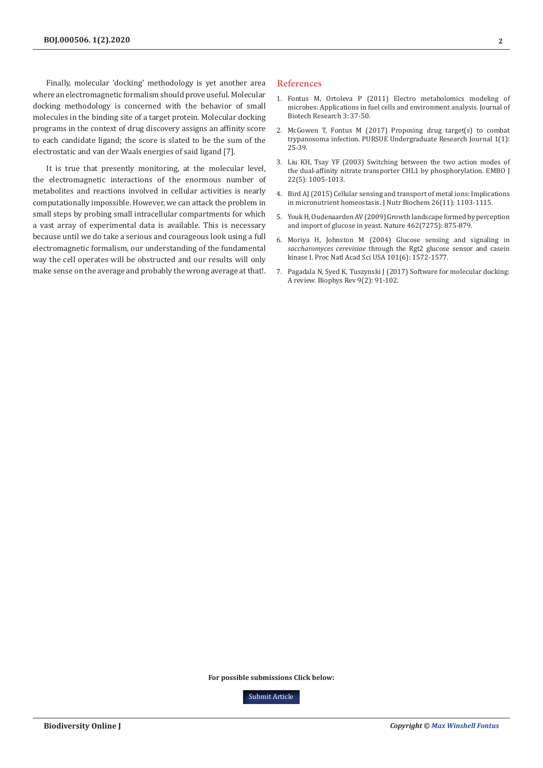Finally, molecular 'docking' methodology is yet another area where an electromagnetic formalism should prove useful. Molecular docking methodology is concerned with the behavior of small molecules in the binding site of a target protein. Molecular docking programs in the context of drug discovery assigns an affinity score to each candidate ligand; the score is slated to be the sum of the electrostatic and van der Waals energies of said ligand [7].

It is true that presently monitoring, at the molecular level, the electromagnetic interactions of the enormous number of metabolites and reactions involved in cellular activities is nearly computationally impossible. However, we can attack the problem in small steps by probing small intracellular compartments for which a vast array of experimental data is available. This is necessary because until we do take a serious and courageous look using a full electromagnetic formalism, our understanding of the fundamental way the cell operates will be obstructed and our results will only make sense on the average and probably the wrong average at that!.

## References

1. Fontus M, Ortoleva P (2011) Electro metabolomics modeling of microbes: Applications in fuel cells and environment analysis. Journal of Biotech Research 3: 37-50.
2. McGowen T, Fontus M (2017) Proposing drug target(s) to combat trypanosoma infection. PURSUE Undergraduate Research Journal 1(1): 25-39.
3. Liu KH, Tsay YF (2003) Switching between the two action modes of the dual-affinity nitrate transporter CHL1 by phosphorylation. EMBO J 22(5): 1005-1013.
4. Bird AJ (2015) Cellular sensing and transport of metal ions: Implications in micronutrient homeostasis. J Nutr Biochem 26(11): 1103-1115.
5. Youk H, Oudenaarden AV (2009) Growth landscape formed by perception and import of glucose in yeast. Nature 462(7275): 875-879.
6. Moriya H, Johnston M (2004) Glucose sensing and signaling in *saccharomyces cerevisiae* through the Rgt2 glucose sensor and casein kinase I. Proc Natl Acad Sci USA 101(6): 1572-1577.
7. Pagadala N, Syed K, Tuszynski J (2017) Software for molecular docking: A review. Biophys Rev 9(2): 91-102.

**For possible submissions Click below:**

Submit Article